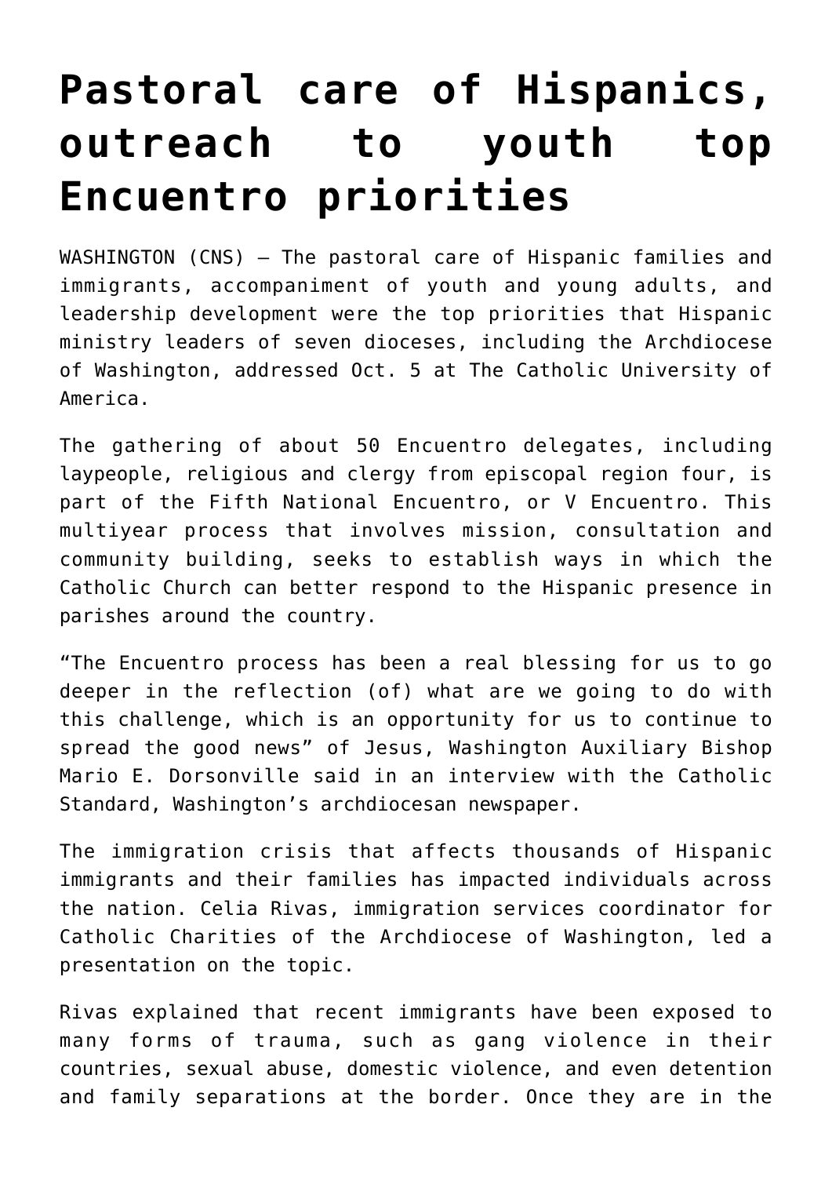# Pastoral care of Hispanics, outreach to youth top Encuentro priorities

WASHINGTON (CNS) — The pastoral care of Hispanic families and immigrants, accompaniment of youth and young adults, and leadership development were the top priorities that Hispanic ministry leaders of seven dioceses, including the Archdiocese of Washington, addressed Oct. 5 at The Catholic University of America.

The gathering of about 50 Encuentro delegates, including laypeople, religious and clergy from episcopal region four, is part of the Fifth National Encuentro, or V Encuentro. This multiyear process that involves mission, consultation and community building, seeks to establish ways in which the Catholic Church can better respond to the Hispanic presence in parishes around the country.

"The Encuentro process has been a real blessing for us to go deeper in the reflection (of) what are we going to do with this challenge, which is an opportunity for us to continue to spread the good news" of Jesus, Washington Auxiliary Bishop Mario E. Dorsonville said in an interview with the Catholic Standard, Washington's archdiocesan newspaper.

The immigration crisis that affects thousands of Hispanic immigrants and their families has impacted individuals across the nation. Celia Rivas, immigration services coordinator for Catholic Charities of the Archdiocese of Washington, led a presentation on the topic.

Rivas explained that recent immigrants have been exposed to many forms of trauma, such as gang violence in their countries, sexual abuse, domestic violence, and even detention and family separations at the border. Once they are in the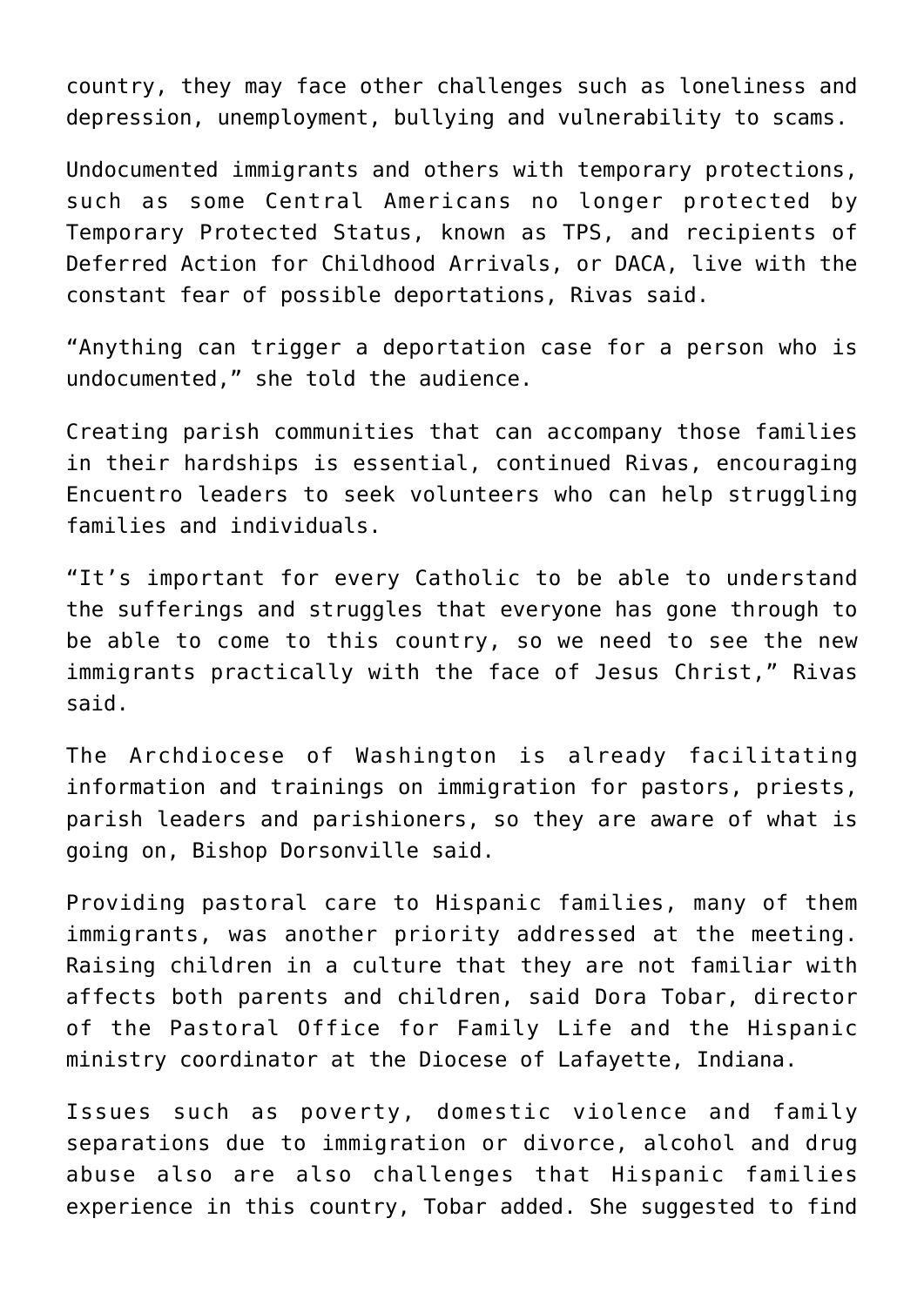country, they may face other challenges such as loneliness and depression, unemployment, bullying and vulnerability to scams.

Undocumented immigrants and others with temporary protections, such as some Central Americans no longer protected by Temporary Protected Status, known as TPS, and recipients of Deferred Action for Childhood Arrivals, or DACA, live with the constant fear of possible deportations, Rivas said.

“Anything can trigger a deportation case for a person who is undocumented,” she told the audience.

Creating parish communities that can accompany those families in their hardships is essential, continued Rivas, encouraging Encuentro leaders to seek volunteers who can help struggling families and individuals.

“It’s important for every Catholic to be able to understand the sufferings and struggles that everyone has gone through to be able to come to this country, so we need to see the new immigrants practically with the face of Jesus Christ,” Rivas said.

The Archdiocese of Washington is already facilitating information and trainings on immigration for pastors, priests, parish leaders and parishioners, so they are aware of what is going on, Bishop Dorsonville said.

Providing pastoral care to Hispanic families, many of them immigrants, was another priority addressed at the meeting. Raising children in a culture that they are not familiar with affects both parents and children, said Dora Tobar, director of the Pastoral Office for Family Life and the Hispanic ministry coordinator at the Diocese of Lafayette, Indiana.

Issues such as poverty, domestic violence and family separations due to immigration or divorce, alcohol and drug abuse also are also challenges that Hispanic families experience in this country, Tobar added. She suggested to find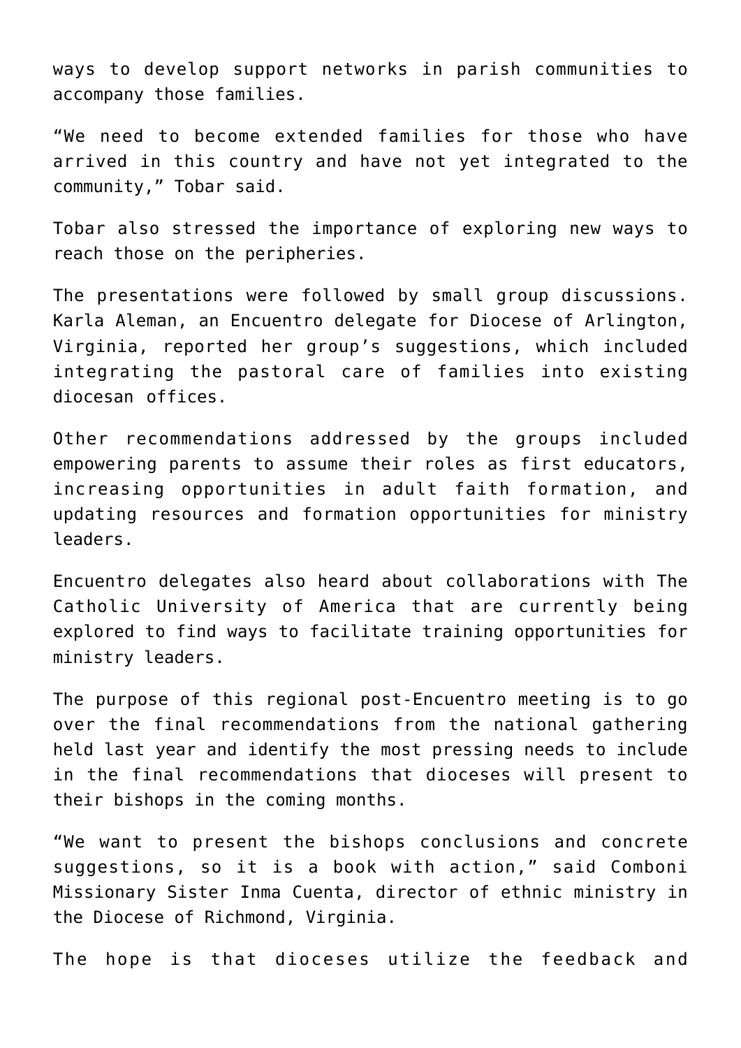ways to develop support networks in parish communities to accompany those families.

"We need to become extended families for those who have arrived in this country and have not yet integrated to the community," Tobar said.

Tobar also stressed the importance of exploring new ways to reach those on the peripheries.

The presentations were followed by small group discussions. Karla Aleman, an Encuentro delegate for Diocese of Arlington, Virginia, reported her group's suggestions, which included integrating the pastoral care of families into existing diocesan offices.

Other recommendations addressed by the groups included empowering parents to assume their roles as first educators, increasing opportunities in adult faith formation, and updating resources and formation opportunities for ministry leaders.

Encuentro delegates also heard about collaborations with The Catholic University of America that are currently being explored to find ways to facilitate training opportunities for ministry leaders.

The purpose of this regional post-Encuentro meeting is to go over the final recommendations from the national gathering held last year and identify the most pressing needs to include in the final recommendations that dioceses will present to their bishops in the coming months.

"We want to present the bishops conclusions and concrete suggestions, so it is a book with action," said Comboni Missionary Sister Inma Cuenta, director of ethnic ministry in the Diocese of Richmond, Virginia.

The hope is that dioceses utilize the feedback and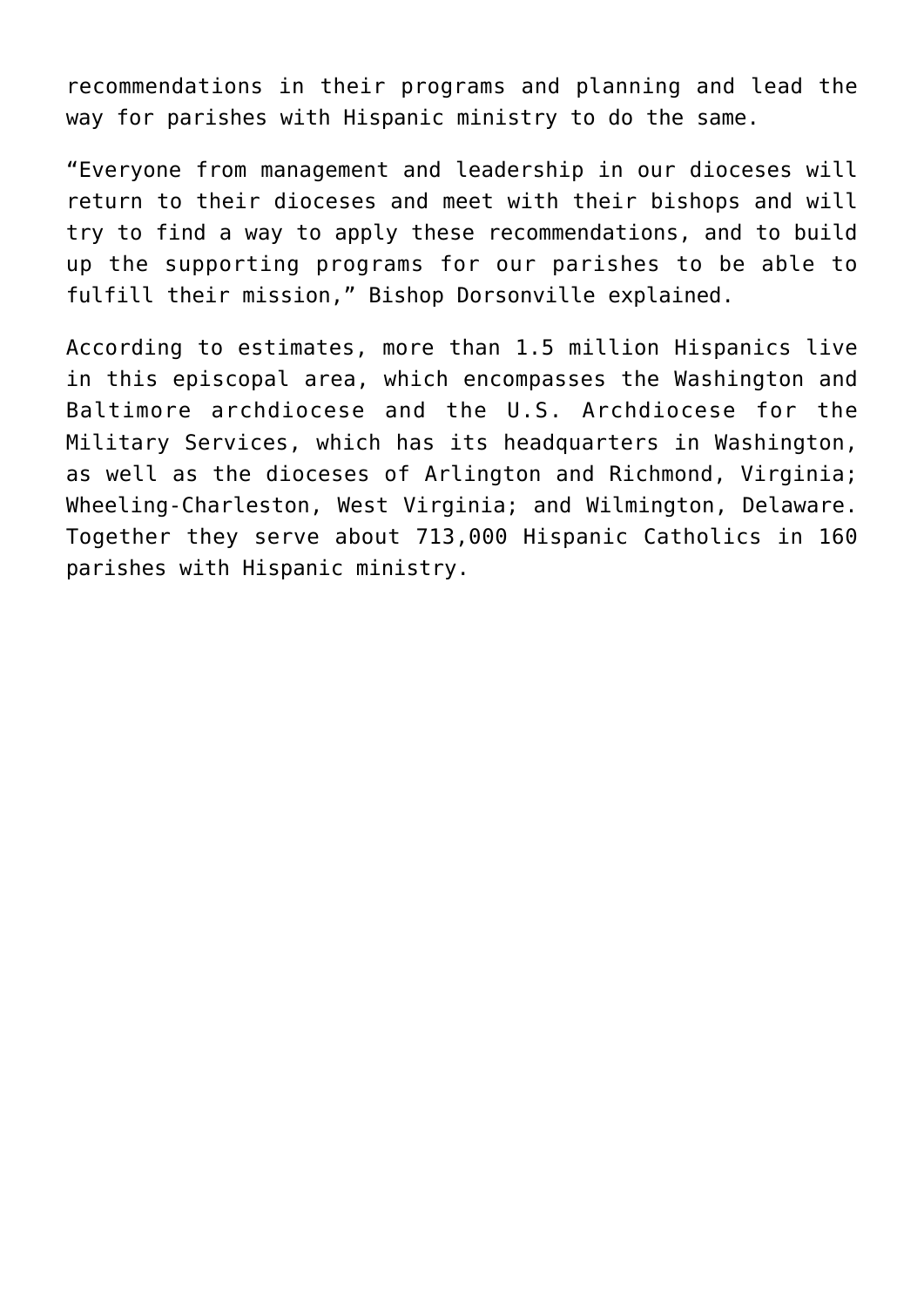recommendations in their programs and planning and lead the way for parishes with Hispanic ministry to do the same.

"Everyone from management and leadership in our dioceses will return to their dioceses and meet with their bishops and will try to find a way to apply these recommendations, and to build up the supporting programs for our parishes to be able to fulfill their mission," Bishop Dorsonville explained.

According to estimates, more than 1.5 million Hispanics live in this episcopal area, which encompasses the Washington and Baltimore archdiocese and the U.S. Archdiocese for the Military Services, which has its headquarters in Washington, as well as the dioceses of Arlington and Richmond, Virginia; Wheeling-Charleston, West Virginia; and Wilmington, Delaware. Together they serve about 713,000 Hispanic Catholics in 160 parishes with Hispanic ministry.